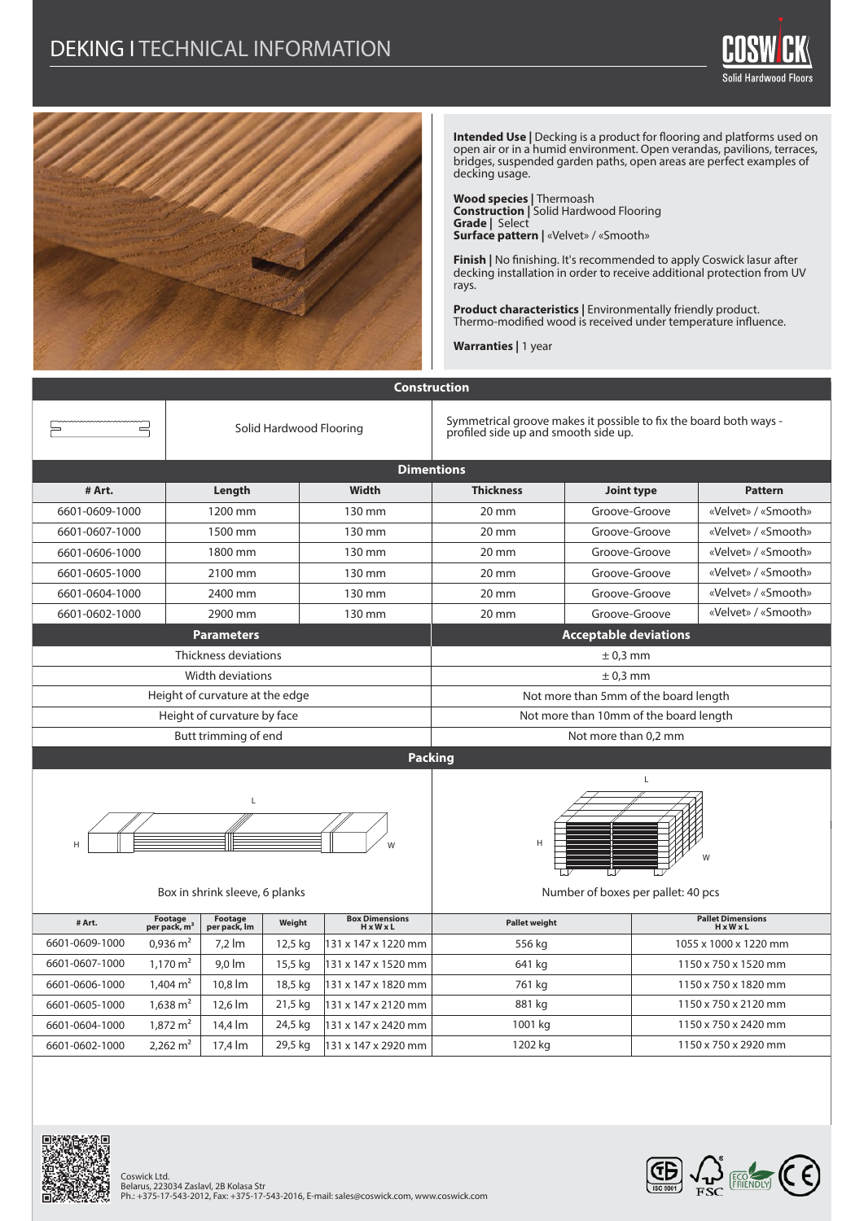# DEKING I TECHNICAL INFORMATION

**Intended Use |** Decking is a product for flooring and platforms used on open air or in a humid environment. Open verandas, pavilions, terraces, bridges, suspended garden paths, open areas are perfect examples of decking usage.

**Wood species |** Thermoash
**Construction |** Solid Hardwood Flooring
**Grade |** Select
**Surface pattern |** «Velvet» / «Smooth»

**Finish |** No finishing. It's recommended to apply Coswick lasur after decking installation in order to receive additional protection from UV rays.

**Product characteristics |** Environmentally friendly product. Thermo-modified wood is received under temperature influence.

**Warranties |** 1 year

## Construction

| | Solid Hardwood Flooring | Symmetrical groove makes it possible to fix the board both ways - profiled side up and smooth side up. |
|---|---|---|

## Dimentions

| # Art. | Length | Width | Thickness | Joint type | Pattern |
|---|---|---|---|---|---|
| 6601-0609-1000 | 1200 mm | 130 mm | 20 mm | Groove-Groove | «Velvet» / «Smooth» |
| 6601-0607-1000 | 1500 mm | 130 mm | 20 mm | Groove-Groove | «Velvet» / «Smooth» |
| 6601-0606-1000 | 1800 mm | 130 mm | 20 mm | Groove-Groove | «Velvet» / «Smooth» |
| 6601-0605-1000 | 2100 mm | 130 mm | 20 mm | Groove-Groove | «Velvet» / «Smooth» |
| 6601-0604-1000 | 2400 mm | 130 mm | 20 mm | Groove-Groove | «Velvet» / «Smooth» |
| 6601-0602-1000 | 2900 mm | 130 mm | 20 mm | Groove-Groove | «Velvet» / «Smooth» |

| Parameters | Acceptable deviations |
|---|---|
| Thickness deviations | ± 0,3 mm |
| Width deviations | ± 0,3 mm |
| Height of curvature at the edge | Not more than 5mm of the board length |
| Height of curvature by face | Not more than 10mm of the board length |
| Butt trimming of end | Not more than 0,2 mm |

## Packing

Box in shrink sleeve, 6 planks

Number of boxes per pallet: 40 pcs

| # Art. | Footage per pack, $m^2$ | Footage per pack, lm | Weight | Box Dimensions H x W x L | Pallet weight | Pallet Dimensions H x W x L |
|---|---|---|---|---|---|---|
| 6601-0609-1000 | 0,936 $m^2$ | 7,2 lm | 12,5 kg | 131 x 147 x 1220 mm | 556 kg | 1055 x 1000 x 1220 mm |
| 6601-0607-1000 | 1,170 $m^2$ | 9,0 lm | 15,5 kg | 131 x 147 x 1520 mm | 641 kg | 1150 x 750 x 1520 mm |
| 6601-0606-1000 | 1,404 $m^2$ | 10,8 lm | 18,5 kg | 131 x 147 x 1820 mm | 761 kg | 1150 x 750 x 1820 mm |
| 6601-0605-1000 | 1,638 $m^2$ | 12,6 lm | 21,5 kg | 131 x 147 x 2120 mm | 881 kg | 1150 x 750 x 2120 mm |
| 6601-0604-1000 | 1,872 $m^2$ | 14,4 lm | 24,5 kg | 131 x 147 x 2420 mm | 1001 kg | 1150 x 750 x 2420 mm |
| 6601-0602-1000 | 2,262 $m^2$ | 17,4 lm | 29,5 kg | 131 x 147 x 2920 mm | 1202 kg | 1150 x 750 x 2920 mm |

Coswick Ltd.
Belarus, 223034 Zaslavl, 2B Kolasa Str
Ph.: +375-17-543-2012, Fax: +375-17-543-2016, E-mail: sales@coswick.com, www.coswick.com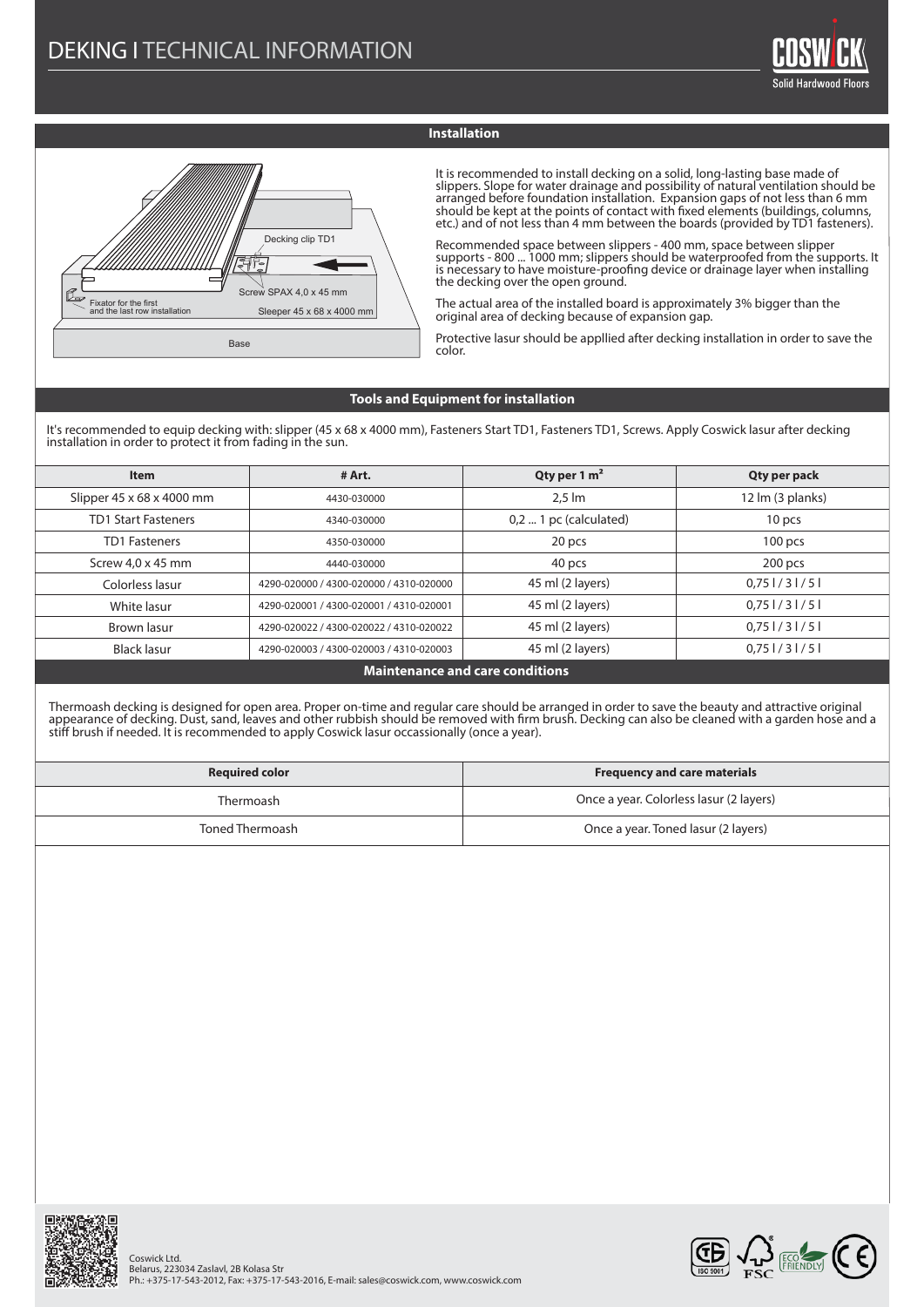# DEKING I TECHNICAL INFORMATION

## Installation

Decking clip TD1

Screw SPAX 4,0 x 45 mm

Fixator for the first and the last row installation

Sleeper 45 x 68 x 4000 mm

Base

It is recommended to install decking on a solid, long-lasting base made of slippers. Slope for water drainage and possibility of natural ventilation should be arranged before foundation installation. Expansion gaps of not less than 6 mm should be kept at the points of contact with fixed elements (buildings, columns, etc.) and of not less than 4 mm between the boards (provided by TD1 fasteners).

Recommended space between slippers - 400 mm, space between slipper supports - 800 ... 1000 mm; slippers should be waterproofed from the supports. It is necessary to have moisture-proofing device or drainage layer when installing the decking over the open ground.

The actual area of the installed board is approximately 3% bigger than the original area of decking because of expansion gap.

Protective lasur should be appllied after decking installation in order to save the color.

## Tools and Equipment for installation

It's recommended to equip decking with: slipper (45 x 68 x 4000 mm), Fasteners Start TD1, Fasteners TD1, Screws. Apply Coswick lasur after decking installation in order to protect it from fading in the sun.

| Item | # Art. | Qty per 1 m² | Qty per pack |
|---|---|---|---|
| Slipper 45 x 68 x 4000 mm | 4430-030000 | 2,5 lm | 12 lm (3 planks) |
| TD1 Start Fasteners | 4340-030000 | 0,2 ... 1 pc (calculated) | 10 pcs |
| TD1 Fasteners | 4350-030000 | 20 pcs | 100 pcs |
| Screw 4,0 x 45 mm | 4440-030000 | 40 pcs | 200 pcs |
| Colorless lasur | 4290-020000 / 4300-020000 / 4310-020000 | 45 ml (2 layers) | 0,75 l / 3 l / 5 l |
| White lasur | 4290-020001 / 4300-020001 / 4310-020001 | 45 ml (2 layers) | 0,75 l / 3 l / 5 l |
| Brown lasur | 4290-020022 / 4300-020022 / 4310-020022 | 45 ml (2 layers) | 0,75 l / 3 l / 5 l |
| Black lasur | 4290-020003 / 4300-020003 / 4310-020003 | 45 ml (2 layers) | 0,75 l / 3 l / 5 l |

## Maintenance and care conditions

Thermoash decking is designed for open area. Proper on-time and regular care should be arranged in order to save the beauty and attractive original appearance of decking. Dust, sand, leaves and other rubbish should be removed with firm brush. Decking can also be cleaned with a garden hose and a stiff brush if needed. It is recommended to apply Coswick lasur occassionally (once a year).

| Required color | Frequency and care materials |
|---|---|
| Thermoash | Once a year. Colorless lasur (2 layers) |
| Toned Thermoash | Once a year. Toned lasur (2 layers) |

Coswick Ltd.
Belarus, 223034 Zaslavl, 2B Kolasa Str
Ph.: +375-17-543-2012, Fax: +375-17-543-2016, E-mail: sales@coswick.com, www.coswick.com